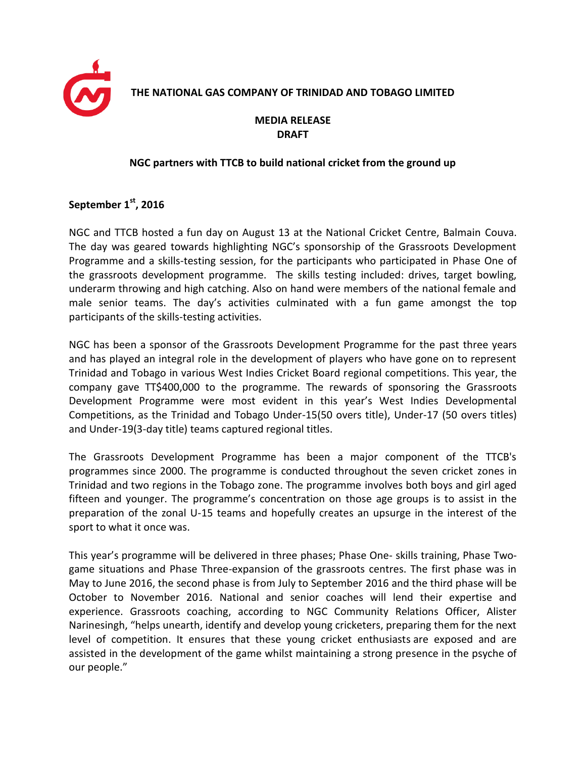**THE NATIONAL GAS COMPANY OF TRINIDAD AND TOBAGO LIMITED**

**MEDIA RELEASE**
**DRAFT**

# NGC partners with TTCB to build national cricket from the ground up

**September 1st, 2016**

NGC and TTCB hosted a fun day on August 13 at the National Cricket Centre, Balmain Couva. The day was geared towards highlighting NGC's sponsorship of the Grassroots Development Programme and a skills-testing session, for the participants who participated in Phase One of the grassroots development programme. The skills testing included: drives, target bowling, underarm throwing and high catching. Also on hand were members of the national female and male senior teams. The day's activities culminated with a fun game amongst the top participants of the skills-testing activities.

NGC has been a sponsor of the Grassroots Development Programme for the past three years and has played an integral role in the development of players who have gone on to represent Trinidad and Tobago in various West Indies Cricket Board regional competitions. This year, the company gave TT$400,000 to the programme. The rewards of sponsoring the Grassroots Development Programme were most evident in this year's West Indies Developmental Competitions, as the Trinidad and Tobago Under-15(50 overs title), Under-17 (50 overs titles) and Under-19(3-day title) teams captured regional titles.

The Grassroots Development Programme has been a major component of the TTCB's programmes since 2000. The programme is conducted throughout the seven cricket zones in Trinidad and two regions in the Tobago zone. The programme involves both boys and girl aged fifteen and younger. The programme's concentration on those age groups is to assist in the preparation of the zonal U-15 teams and hopefully creates an upsurge in the interest of the sport to what it once was.

This year's programme will be delivered in three phases; Phase One- skills training, Phase Two-game situations and Phase Three-expansion of the grassroots centres. The first phase was in May to June 2016, the second phase is from July to September 2016 and the third phase will be October to November 2016. National and senior coaches will lend their expertise and experience. Grassroots coaching, according to NGC Community Relations Officer, Alister Narinesingh, "helps unearth, identify and develop young cricketers, preparing them for the next level of competition. It ensures that these young cricket enthusiasts are exposed and are assisted in the development of the game whilst maintaining a strong presence in the psyche of our people."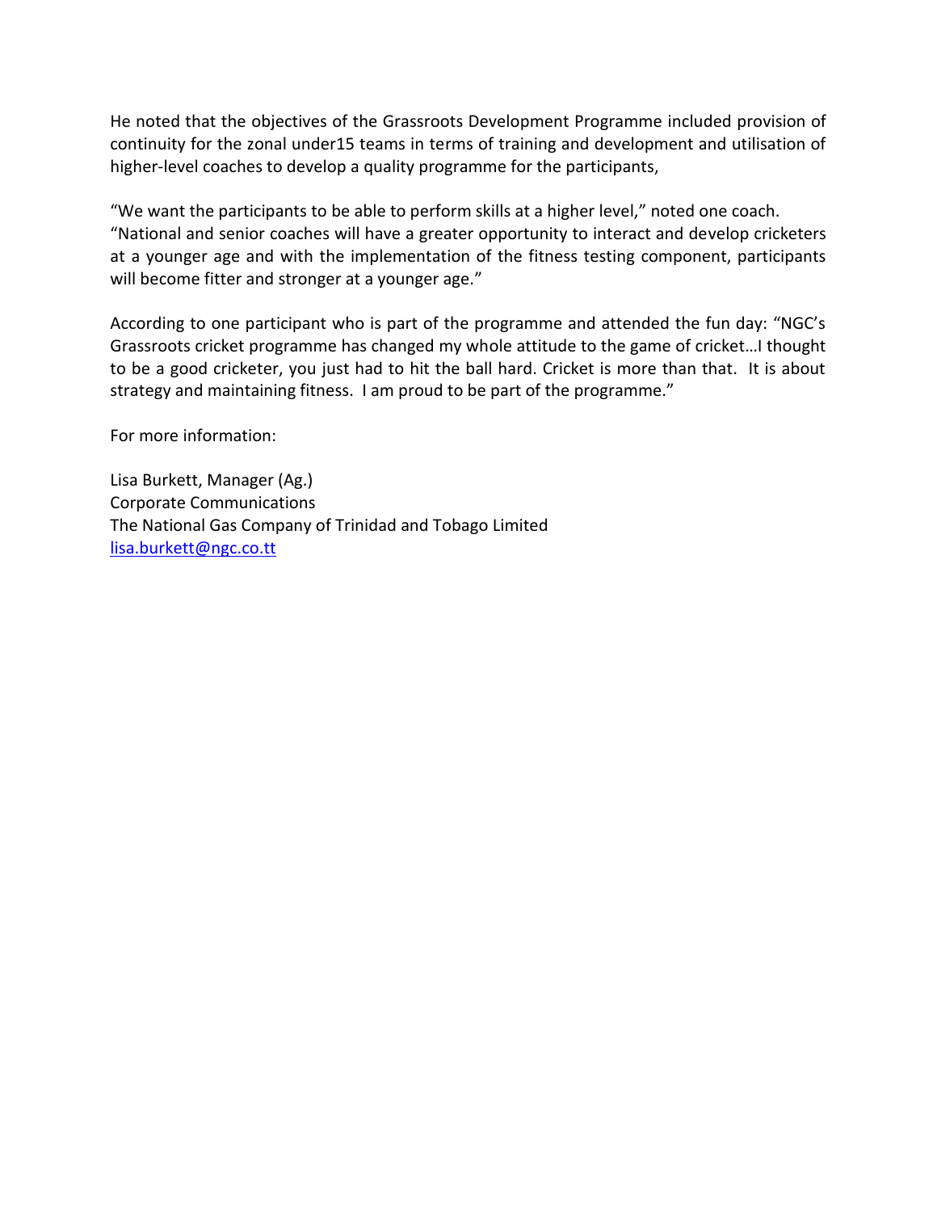He noted that the objectives of the Grassroots Development Programme included provision of continuity for the zonal under15 teams in terms of training and development and utilisation of higher-level coaches to develop a quality programme for the participants,

“We want the participants to be able to perform skills at a higher level,” noted one coach. “National and senior coaches will have a greater opportunity to interact and develop cricketers at a younger age and with the implementation of the fitness testing component, participants will become fitter and stronger at a younger age.”

According to one participant who is part of the programme and attended the fun day: “NGC’s Grassroots cricket programme has changed my whole attitude to the game of cricket…I thought to be a good cricketer, you just had to hit the ball hard. Cricket is more than that. It is about strategy and maintaining fitness. I am proud to be part of the programme.”

For more information:

Lisa Burkett, Manager (Ag.)
Corporate Communications
The National Gas Company of Trinidad and Tobago Limited
lisa.burkett@ngc.co.tt